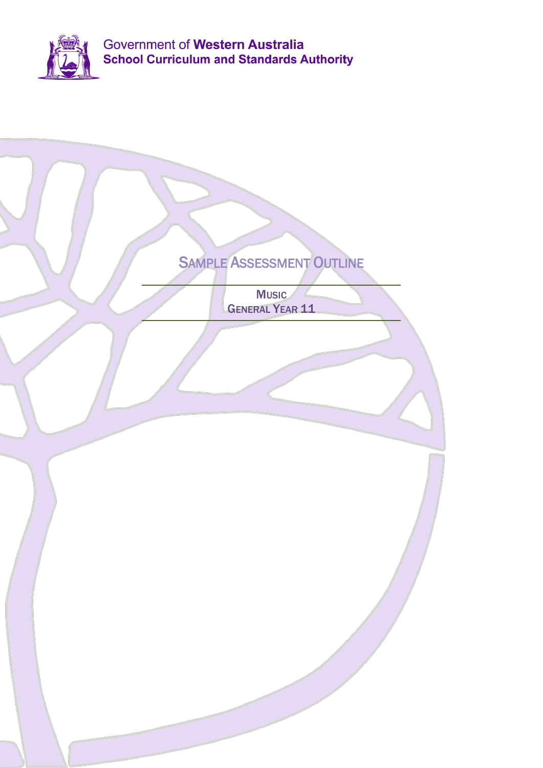Government of **Western Australia**
**School Curriculum and Standards Authority**

# Sample Assessment Outline

## Music
## General Year 11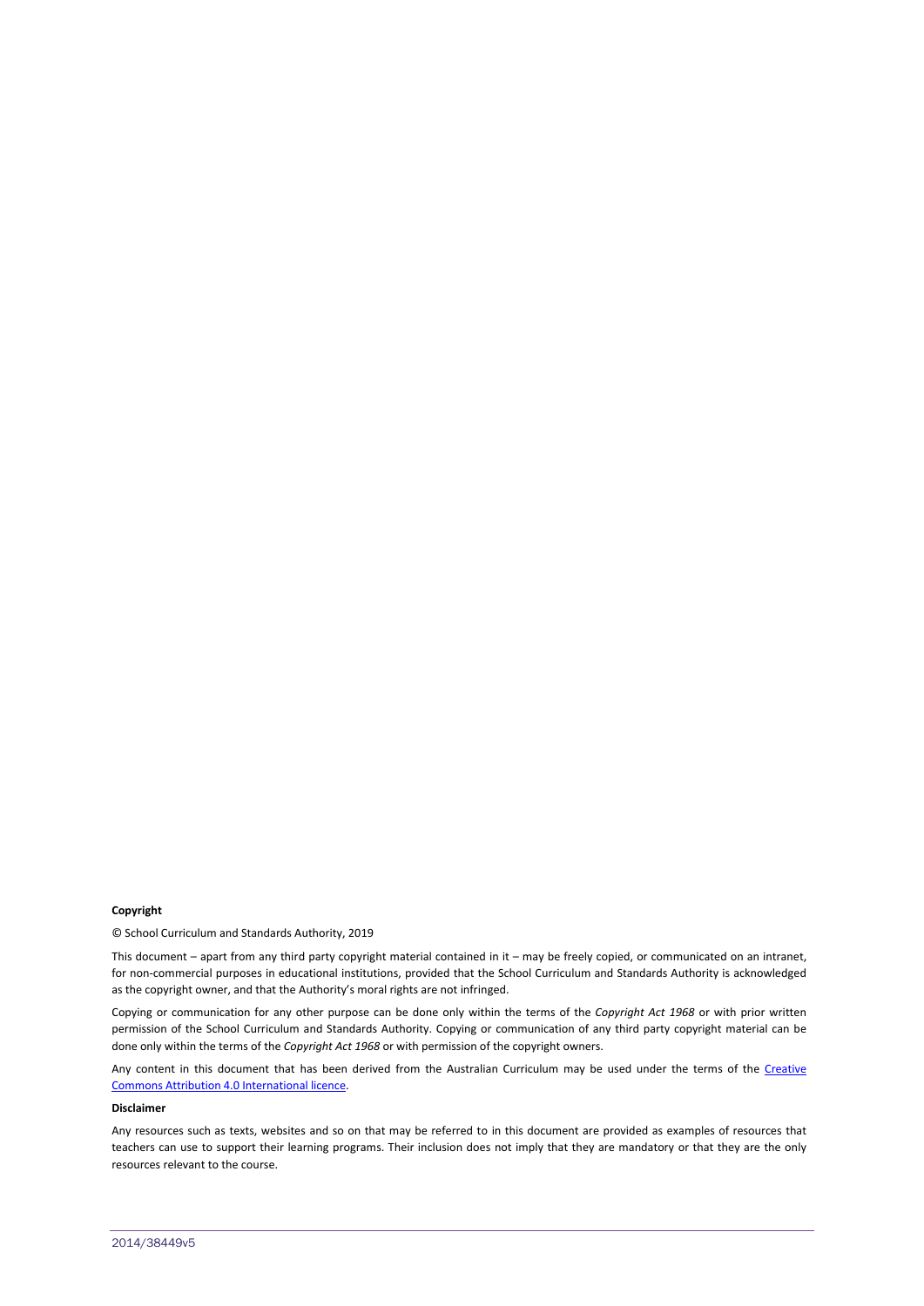**Copyright**

© School Curriculum and Standards Authority, 2019

This document – apart from any third party copyright material contained in it – may be freely copied, or communicated on an intranet, for non-commercial purposes in educational institutions, provided that the School Curriculum and Standards Authority is acknowledged as the copyright owner, and that the Authority's moral rights are not infringed.

Copying or communication for any other purpose can be done only within the terms of the *Copyright Act 1968* or with prior written permission of the School Curriculum and Standards Authority. Copying or communication of any third party copyright material can be done only within the terms of the *Copyright Act 1968* or with permission of the copyright owners.

Any content in this document that has been derived from the Australian Curriculum may be used under the terms of the Creative Commons Attribution 4.0 International licence.

**Disclaimer**

Any resources such as texts, websites and so on that may be referred to in this document are provided as examples of resources that teachers can use to support their learning programs. Their inclusion does not imply that they are mandatory or that they are the only resources relevant to the course.

2014/38449v5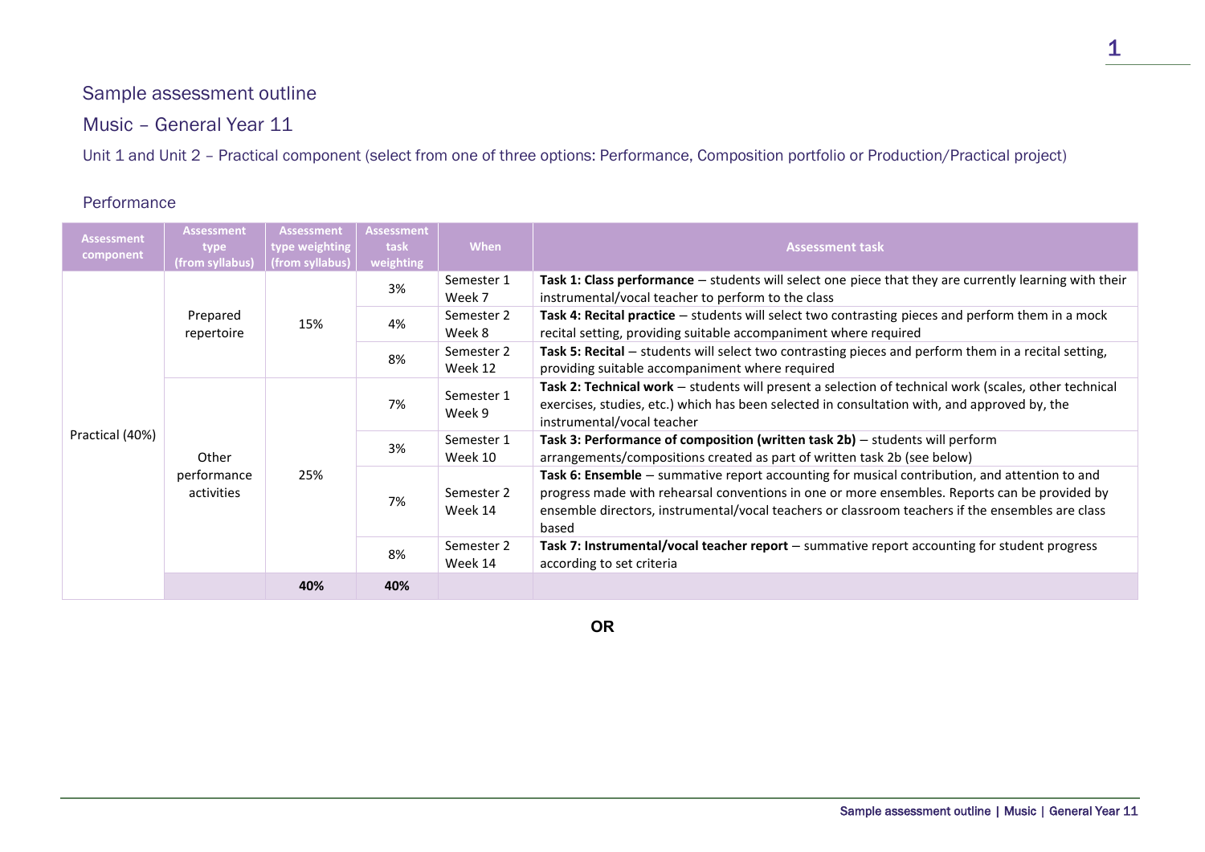## Sample assessment outline

## Music – General Year 11

### Unit 1 and Unit 2 – Practical component (select from one of three options: Performance, Composition portfolio or Production/Practical project)

#### Performance

| Assessment component | Assessment type (from syllabus) | Assessment type weighting (from syllabus) | Assessment task weighting | When | Assessment task |
|---|---|---|---|---|---|
| Practical (40%) | Prepared repertoire | 15% | 3% | Semester 1 Week 7 | **Task 1: Class performance** – students will select one piece that they are currently learning with their instrumental/vocal teacher to perform to the class |
| | | | 4% | Semester 2 Week 8 | **Task 4: Recital practice** – students will select two contrasting pieces and perform them in a mock recital setting, providing suitable accompaniment where required |
| | | | 8% | Semester 2 Week 12 | **Task 5: Recital** – students will select two contrasting pieces and perform them in a recital setting, providing suitable accompaniment where required |
| | Other performance activities | 25% | 7% | Semester 1 Week 9 | **Task 2: Technical work** – students will present a selection of technical work (scales, other technical exercises, studies, etc.) which has been selected in consultation with, and approved by, the instrumental/vocal teacher |
| | | | 3% | Semester 1 Week 10 | **Task 3: Performance of composition (written task 2b)** – students will perform arrangements/compositions created as part of written task 2b (see below) |
| | | | 7% | Semester 2 Week 14 | **Task 6: Ensemble** – summative report accounting for musical contribution, and attention to and progress made with rehearsal conventions in one or more ensembles. Reports can be provided by ensemble directors, instrumental/vocal teachers or classroom teachers if the ensembles are class based |
| | | | 8% | Semester 2 Week 14 | **Task 7: Instrumental/vocal teacher report** – summative report accounting for student progress according to set criteria |
| | | **40%** | **40%** | | |

**OR**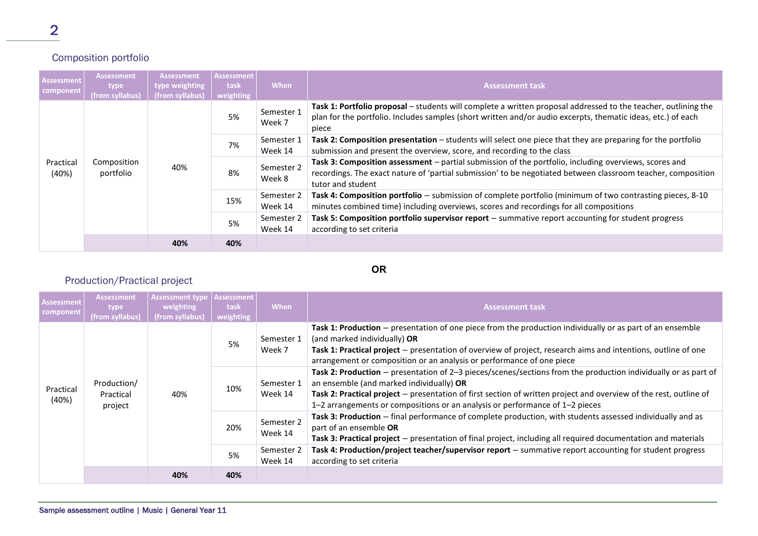## Composition portfolio

| Assessment component | Assessment type (from syllabus) | Assessment type weighting (from syllabus) | Assessment task weighting | When | Assessment task |
|---|---|---|---|---|---|
| Practical (40%) | Composition portfolio | 40% | 5% | Semester 1 Week 7 | **Task 1: Portfolio proposal** – students will complete a written proposal addressed to the teacher, outlining the plan for the portfolio. Includes samples (short written and/or audio excerpts, thematic ideas, etc.) of each piece |
| | | | 7% | Semester 1 Week 14 | **Task 2: Composition presentation** – students will select one piece that they are preparing for the portfolio submission and present the overview, score, and recording to the class |
| | | | 8% | Semester 2 Week 8 | **Task 3: Composition assessment** – partial submission of the portfolio, including overviews, scores and recordings. The exact nature of 'partial submission' to be negotiated between classroom teacher, composition tutor and student |
| | | | 15% | Semester 2 Week 14 | **Task 4: Composition portfolio** – submission of complete portfolio (minimum of two contrasting pieces, 8-10 minutes combined time) including overviews, scores and recordings for all compositions |
| | | | 5% | Semester 2 Week 14 | **Task 5: Composition portfolio supervisor report** – summative report accounting for student progress according to set criteria |
| | | **40%** | **40%** | | |

**OR**

## Production/Practical project

| Assessment component | Assessment type (from syllabus) | Assessment type weighting (from syllabus) | Assessment task weighting | When | Assessment task |
|---|---|---|---|---|---|
| Practical (40%) | Production/ Practical project | 40% | 5% | Semester 1 Week 7 | **Task 1: Production** – presentation of one piece from the production individually or as part of an ensemble (and marked individually) **OR** **Task 1: Practical project** – presentation of overview of project, research aims and intentions, outline of one arrangement or composition or an analysis or performance of one piece |
| | | | 10% | Semester 1 Week 14 | **Task 2: Production** – presentation of 2–3 pieces/scenes/sections from the production individually or as part of an ensemble (and marked individually) **OR** **Task 2: Practical project** – presentation of first section of written project and overview of the rest, outline of 1–2 arrangements or compositions or an analysis or performance of 1–2 pieces |
| | | | 20% | Semester 2 Week 14 | **Task 3: Production** – final performance of complete production, with students assessed individually and as part of an ensemble **OR** **Task 3: Practical project** – presentation of final project, including all required documentation and materials |
| | | | 5% | Semester 2 Week 14 | **Task 4: Production/project teacher/supervisor report** – summative report accounting for student progress according to set criteria |
| | | **40%** | **40%** | | |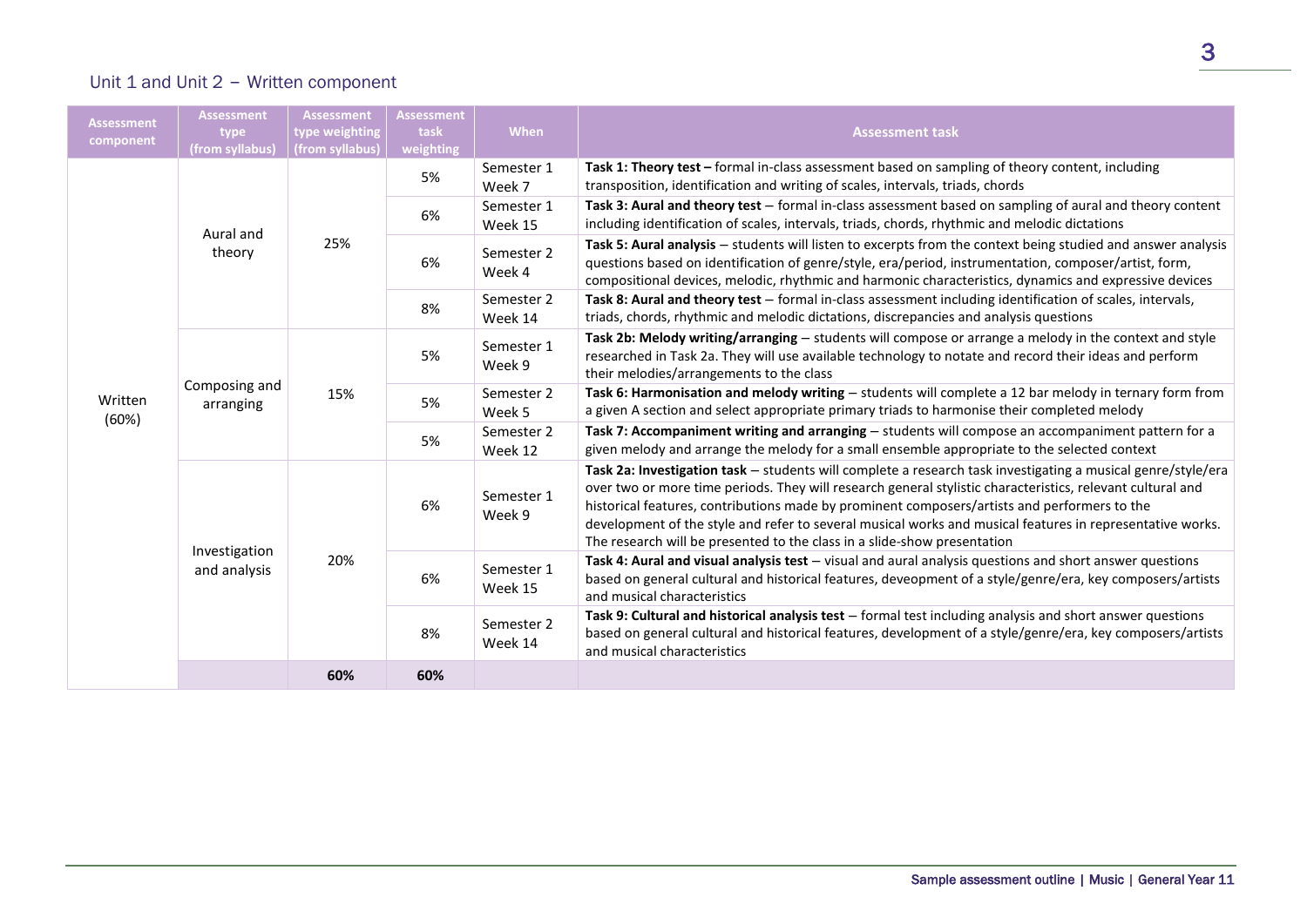## Unit 1 and Unit 2 – Written component

| Assessment component | Assessment type (from syllabus) | Assessment type weighting (from syllabus) | Assessment task weighting | When | Assessment task |
|---|---|---|---|---|---|
| Written (60%) | Aural and theory | 25% | 5% | Semester 1 Week 7 | **Task 1: Theory test –** formal in-class assessment based on sampling of theory content, including transposition, identification and writing of scales, intervals, triads, chords |
| | | | 6% | Semester 1 Week 15 | **Task 3: Aural and theory test** – formal in-class assessment based on sampling of aural and theory content including identification of scales, intervals, triads, chords, rhythmic and melodic dictations |
| | | | 6% | Semester 2 Week 4 | **Task 5: Aural analysis** – students will listen to excerpts from the context being studied and answer analysis questions based on identification of genre/style, era/period, instrumentation, composer/artist, form, compositional devices, melodic, rhythmic and harmonic characteristics, dynamics and expressive devices |
| | | | 8% | Semester 2 Week 14 | **Task 8: Aural and theory test** – formal in-class assessment including identification of scales, intervals, triads, chords, rhythmic and melodic dictations, discrepancies and analysis questions |
| | Composing and arranging | 15% | 5% | Semester 1 Week 9 | **Task 2b: Melody writing/arranging** – students will compose or arrange a melody in the context and style researched in Task 2a. They will use available technology to notate and record their ideas and perform their melodies/arrangements to the class |
| | | | 5% | Semester 2 Week 5 | **Task 6: Harmonisation and melody writing** – students will complete a 12 bar melody in ternary form from a given A section and select appropriate primary triads to harmonise their completed melody |
| | | | 5% | Semester 2 Week 12 | **Task 7: Accompaniment writing and arranging** – students will compose an accompaniment pattern for a given melody and arrange the melody for a small ensemble appropriate to the selected context |
| | Investigation and analysis | 20% | 6% | Semester 1 Week 9 | **Task 2a: Investigation task** – students will complete a research task investigating a musical genre/style/era over two or more time periods. They will research general stylistic characteristics, relevant cultural and historical features, contributions made by prominent composers/artists and performers to the development of the style and refer to several musical works and musical features in representative works. The research will be presented to the class in a slide-show presentation |
| | | | 6% | Semester 1 Week 15 | **Task 4: Aural and visual analysis test** – visual and aural analysis questions and short answer questions based on general cultural and historical features, deveopment of a style/genre/era, key composers/artists and musical characteristics |
| | | | 8% | Semester 2 Week 14 | **Task 9: Cultural and historical analysis test** – formal test including analysis and short answer questions based on general cultural and historical features, development of a style/genre/era, key composers/artists and musical characteristics |
| | | **60%** | **60%** | | |